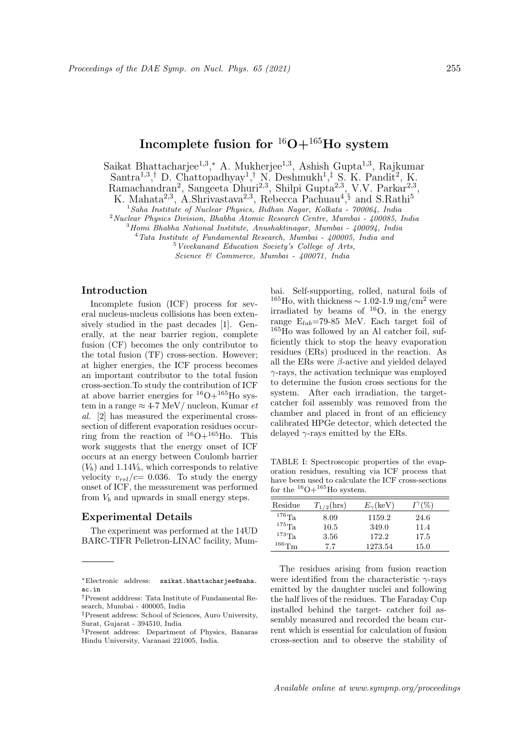# Incomplete fusion for $^{16}$O+$^{165}$Ho system

Saikat Bhattacharjee[1,3,*], A. Mukherjee[1,3], Ashish Gupta[1,3], Rajkumar Santra[1,3,†], D. Chattopadhyay[1,†], N. Deshmukh[1,‡], S. K. Pandit[2], K. Ramachandran[2], Sangeeta Dhuri[2,3], Shilpi Gupta[2,3], V.V. Parkar[2,3], K. Mahata[2,3], A.Shrivastava[2,3], Rebecca Pachuau[4,§] and S.Rathi[5]

[1] *Saha Institute of Nuclear Physics, Bidhan Nagar, Kolkata - 700064, India*
[2] *Nuclear Physics Division, Bhabha Atomic Research Centre, Mumbai - 400085, India*
[3] *Homi Bhabha National Institute, Anushaktinagar, Mumbai - 400094, India*
[4] *Tata Institute of Fundamental Research, Mumbai - 400005, India and*
[5] *Vivekanand Education Society's College of Arts, Science & Commerce, Mumbai - 400071, India*

## Introduction

Incomplete fusion (ICF) process for several nucleus-nucleus collisions has been extensively studied in the past decades [1]. Generally, at the near barrier region, complete fusion (CF) becomes the only contributor to the total fusion (TF) cross-section. However; at higher energies, the ICF process becomes an important contributor to the total fusion cross-section.To study the contribution of ICF at above barrier energies for $^{16}$O+$^{165}$Ho system in a range ≈ 4-7 MeV/ nucleon, Kumar *et al.* [2] has measured the experimental cross-section of different evaporation residues occurring from the reaction of $^{16}$O+$^{165}$Ho. This work suggests that the energy onset of ICF occurs at an energy between Coulomb barrier ($V_b$) and $1.14V_b$, which corresponds to relative velocity $v_{rel}/c$= 0.036. To study the energy onset of ICF, the measurement was performed from $V_b$ and upwards in small energy steps.

## Experimental Details

The experiment was performed at the 14UD BARC-TIFR Pelletron-LINAC facility, Mumbai. Self-supporting, rolled, natural foils of $^{165}$Ho, with thickness ∼ 1.02-1.9 mg/cm$^2$ were irradiated by beams of $^{16}$O, in the energy range $E_{lab}$=79-85 MeV. Each target foil of $^{165}$Ho was followed by an Al catcher foil, sufficiently thick to stop the heavy evaporation residues (ERs) produced in the reaction. As all the ERs were $\beta$-active and yielded delayed $\gamma$-rays, the activation technique was employed to determine the fusion cross sections for the system. After each irradiation, the target-catcher foil assembly was removed from the chamber and placed in front of an efficiency calibrated HPGe detector, which detected the delayed $\gamma$-rays emitted by the ERs.

TABLE I: Spectroscopic properties of the evaporation residues, resulting via ICF process that have been used to calculate the ICF cross-sections for the $^{16}$O+$^{165}$Ho system.

| Residue | $T_{1/2}$(hrs) | $E_\gamma$(keV) | $I^\gamma$(%) |
|---|---|---|---|
| $^{176}$Ta | 8.09 | 1159.2 | 24.6 |
| $^{175}$Ta | 10.5 | 349.0 | 11.4 |
| $^{173}$Ta | 3.56 | 172.2 | 17.5 |
| $^{166}$Tm | 7.7 | 1273.54 | 15.0 |

The residues arising from fusion reaction were identified from the characteristic $\gamma$-rays emitted by the daughter nuclei and following the half lives of the residues. The Faraday Cup installed behind the target- catcher foil assembly measured and recorded the beam current which is essential for calculation of fusion cross-section and to observe the stability of

---

*Electronic address: saikat.bhattacharjee@saha.ac.in
†Present adddress: Tata Institute of Fundamental Research, Mumbai - 400005, India
‡Present address: School of Sciences, Auro University, Surat, Gujarat - 394510, India
§Present address: Department of Physics, Banaras Hindu University, Varanasi 221005, India.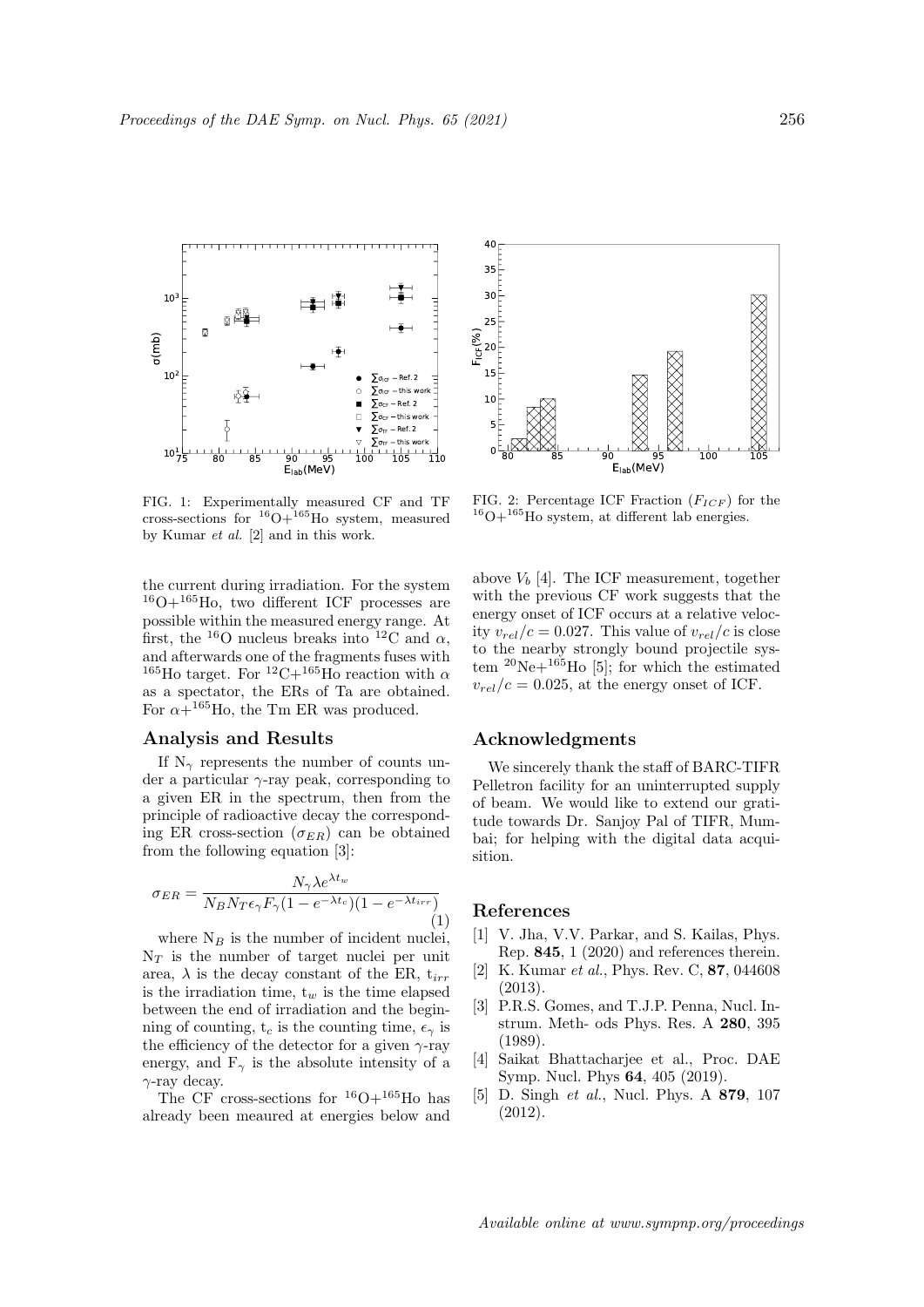σ(mb)

$10^3$

$10^2$

$10^1$

75 80 85 90 95 100 105 110

$E_{lab}$(MeV)

$\sum\sigma_{CF}$ – Ref. 2

$\sum\sigma_{CF}$ – this work

$\sum\sigma_{ICF}$ – Ref. 2

$\sum\sigma_{ICF}$ – this work

$\sum\sigma_{TF}$ – Ref. 2

$\sum\sigma_{TF}$ – this work

FIG. 1: Experimentally measured CF and TF cross-sections for $^{16}$O+$^{165}$Ho system, measured by Kumar *et al.* [2] and in this work.

$F_{ICF}$(%)

0 5 10 15 20 25 30 35 40

80 85 90 95 100 105

$E_{lab}$(MeV)

FIG. 2: Percentage ICF Fraction ($F_{ICF}$) for the $^{16}$O+$^{165}$Ho system, at different lab energies.

the current during irradiation. For the system $^{16}$O+$^{165}$Ho, two different ICF processes are possible within the measured energy range. At first, the $^{16}$O nucleus breaks into $^{12}$C and $\alpha$, and afterwards one of the fragments fuses with $^{165}$Ho target. For $^{12}$C+$^{165}$Ho reaction with $\alpha$ as a spectator, the ERs of Ta are obtained. For $\alpha$+$^{165}$Ho, the Tm ER was produced.

## Analysis and Results

If $N_\gamma$ represents the number of counts under a particular $\gamma$-ray peak, corresponding to a given ER in the spectrum, then from the principle of radioactive decay the corresponding ER cross-section ($\sigma_{ER}$) can be obtained from the following equation [3]:

$$\sigma_{ER} = \frac{N_\gamma \lambda e^{\lambda t_w}}{N_B N_T \epsilon_\gamma F_\gamma (1 - e^{-\lambda t_c})(1 - e^{-\lambda t_{irr}})} \quad (1)$$

where $N_B$ is the number of incident nuclei, $N_T$ is the number of target nuclei per unit area, $\lambda$ is the decay constant of the ER, $t_{irr}$ is the irradiation time, $t_w$ is the time elapsed between the end of irradiation and the beginning of counting, $t_c$ is the counting time, $\epsilon_\gamma$ is the efficiency of the detector for a given $\gamma$-ray energy, and $F_\gamma$ is the absolute intensity of a $\gamma$-ray decay.

The CF cross-sections for $^{16}$O+$^{165}$Ho has already been meaured at energies below and above $V_b$ [4]. The ICF measurement, together with the previous CF work suggests that the energy onset of ICF occurs at a relative velocity $v_{rel}/c = 0.027$. This value of $v_{rel}/c$ is close to the nearby strongly bound projectile system $^{20}$Ne+$^{165}$Ho [5]; for which the estimated $v_{rel}/c = 0.025$, at the energy onset of ICF.

## Acknowledgments

We sincerely thank the staff of BARC-TIFR Pelletron facility for an uninterrupted supply of beam. We would like to extend our gratitude towards Dr. Sanjoy Pal of TIFR, Mumbai; for helping with the digital data acquisition.

## References

[1] V. Jha, V.V. Parkar, and S. Kailas, Phys. Rep. **845**, 1 (2020) and references therein.

[2] K. Kumar *et al.*, Phys. Rev. C, **87**, 044608 (2013).

[3] P.R.S. Gomes, and T.J.P. Penna, Nucl. Instrum. Meth- ods Phys. Res. A **280**, 395 (1989).

[4] Saikat Bhattacharjee et al., Proc. DAE Symp. Nucl. Phys **64**, 405 (2019).

[5] D. Singh *et al.*, Nucl. Phys. A **879**, 107 (2012).